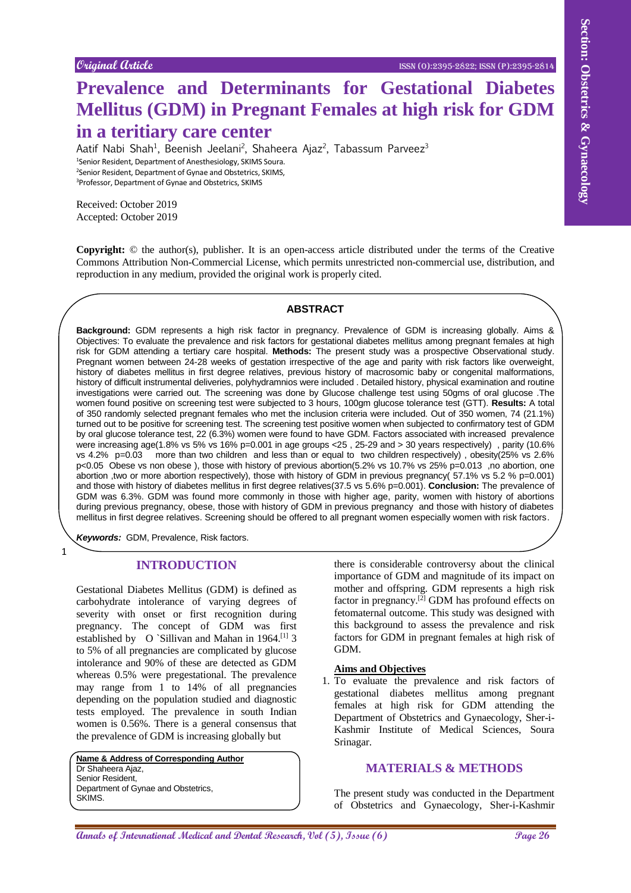Original Article

# Prevalence and Determinants for Gestational Diabetes Mellitus (GDM) in Pregnant Females at high risk for GDM in a teritiary care center

Aatif Nabi Shah[1], Beenish Jeelani[2], Shaheera Ajaz[2], Tabassum Parveez[3]

[1]Senior Resident, Department of Anesthesiology, SKIMS Soura.
[2]Senior Resident, Department of Gynae and Obstetrics, SKIMS,
[3]Professor, Department of Gynae and Obstetrics, SKIMS

Received: October 2019
Accepted: October 2019

**Copyright:** © the author(s), publisher. It is an open-access article distributed under the terms of the Creative Commons Attribution Non-Commercial License, which permits unrestricted non-commercial use, distribution, and reproduction in any medium, provided the original work is properly cited.

## ABSTRACT

**Background:** GDM represents a high risk factor in pregnancy. Prevalence of GDM is increasing globally. Aims & Objectives: To evaluate the prevalence and risk factors for gestational diabetes mellitus among pregnant females at high risk for GDM attending a tertiary care hospital. **Methods:** The present study was a prospective Observational study. Pregnant women between 24-28 weeks of gestation irrespective of the age and parity with risk factors like overweight, history of diabetes mellitus in first degree relatives, previous history of macrosomic baby or congenital malformations, history of difficult instrumental deliveries, polyhydramnios were included . Detailed history, physical examination and routine investigations were carried out. The screening was done by Glucose challenge test using 50gms of oral glucose .The women found positive on screening test were subjected to 3 hours, 100gm glucose tolerance test (GTT). **Results:** A total of 350 randomly selected pregnant females who met the inclusion criteria were included. Out of 350 women, 74 (21.1%) turned out to be positive for screening test. The screening test positive women when subjected to confirmatory test of GDM by oral glucose tolerance test, 22 (6.3%) women were found to have GDM. Factors associated with increased prevalence were increasing age(1.8% vs 5% vs 16% p=0.001 in age groups <25 , 25-29 and > 30 years respectively) , parity (10.6% vs 4.2% p=0.03 more than two children and less than or equal to two children respectively) , obesity(25% vs 2.6% p<0.05 Obese vs non obese ), those with history of previous abortion(5.2% vs 10.7% vs 25% p=0.013 ,no abortion, one abortion ,two or more abortion respectively), those with history of GDM in previous pregnancy( 57.1% vs 5.2 % p=0.001) and those with history of diabetes mellitus in first degree relatives(37.5 vs 5.6% p=0.001). **Conclusion:** The prevalence of GDM was 6.3%. GDM was found more commonly in those with higher age, parity, women with history of abortions during previous pregnancy, obese, those with history of GDM in previous pregnancy and those with history of diabetes mellitus in first degree relatives. Screening should be offered to all pregnant women especially women with risk factors.

***Keywords:*** GDM, Prevalence, Risk factors.

## INTRODUCTION

Gestational Diabetes Mellitus (GDM) is defined as carbohydrate intolerance of varying degrees of severity with onset or first recognition during pregnancy. The concept of GDM was first established by O `Sillivan and Mahan in 1964.[1] 3 to 5% of all pregnancies are complicated by glucose intolerance and 90% of these are detected as GDM whereas 0.5% were pregestational. The prevalence may range from 1 to 14% of all pregnancies depending on the population studied and diagnostic tests employed. The prevalence in south Indian women is 0.56%. There is a general consensus that the prevalence of GDM is increasing globally but there is considerable controversy about the clinical importance of GDM and magnitude of its impact on mother and offspring. GDM represents a high risk factor in pregnancy.[2] GDM has profound effects on fetomaternal outcome. This study was designed with this background to assess the prevalence and risk factors for GDM in pregnant females at high risk of GDM.

**Name & Address of Corresponding Author**
Dr Shaheera Ajaz,
Senior Resident,
Department of Gynae and Obstetrics,
SKIMS.

### Aims and Objectives

1. To evaluate the prevalence and risk factors of gestational diabetes mellitus among pregnant females at high risk for GDM attending the Department of Obstetrics and Gynaecology, Sher-i-Kashmir Institute of Medical Sciences, Soura Srinagar.

## MATERIALS & METHODS

The present study was conducted in the Department of Obstetrics and Gynaecology, Sher-i-Kashmir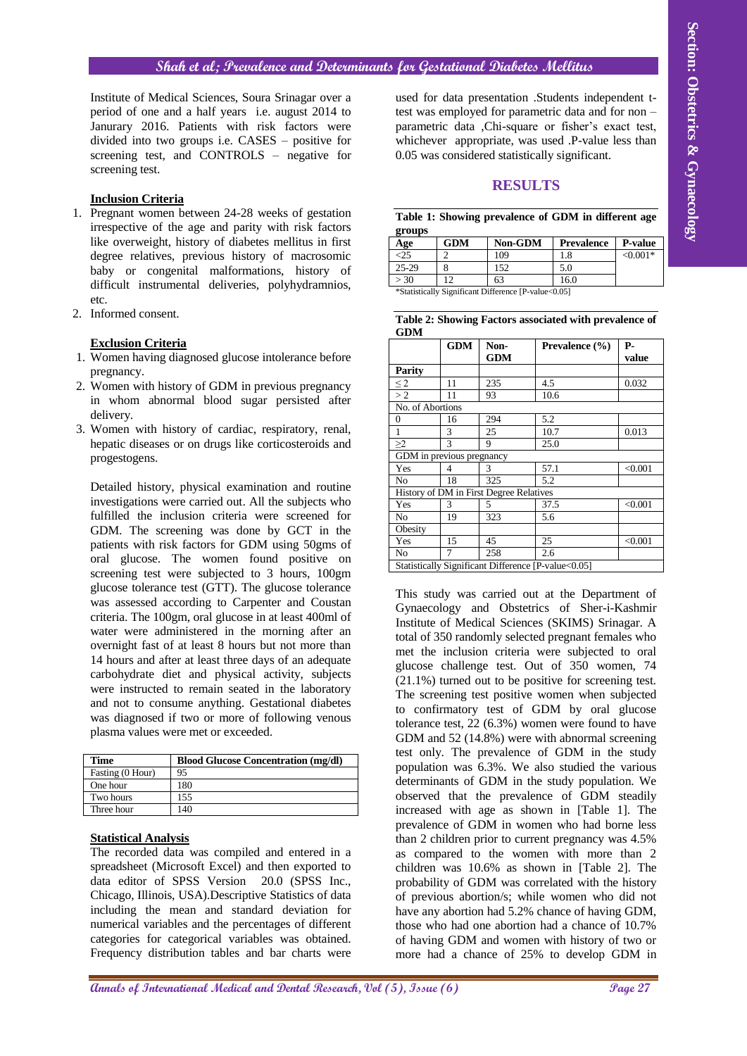Institute of Medical Sciences, Soura Srinagar over a period of one and a half years i.e. august 2014 to Janurary 2016. Patients with risk factors were divided into two groups i.e. CASES – positive for screening test, and CONTROLS – negative for screening test.

**Inclusion Criteria**

1. Pregnant women between 24-28 weeks of gestation irrespective of the age and parity with risk factors like overweight, history of diabetes mellitus in first degree relatives, previous history of macrosomic baby or congenital malformations, history of difficult instrumental deliveries, polyhydramnios, etc.
2. Informed consent.

**Exclusion Criteria**

1. Women having diagnosed glucose intolerance before pregnancy.
2. Women with history of GDM in previous pregnancy in whom abnormal blood sugar persisted after delivery.
3. Women with history of cardiac, respiratory, renal, hepatic diseases or on drugs like corticosteroids and progestogens.

Detailed history, physical examination and routine investigations were carried out. All the subjects who fulfilled the inclusion criteria were screened for GDM. The screening was done by GCT in the patients with risk factors for GDM using 50gms of oral glucose. The women found positive on screening test were subjected to 3 hours, 100gm glucose tolerance test (GTT). The glucose tolerance was assessed according to Carpenter and Coustan criteria. The 100gm, oral glucose in at least 400ml of water were administered in the morning after an overnight fast of at least 8 hours but not more than 14 hours and after at least three days of an adequate carbohydrate diet and physical activity, subjects were instructed to remain seated in the laboratory and not to consume anything. Gestational diabetes was diagnosed if two or more of following venous plasma values were met or exceeded.

| Time | Blood Glucose Concentration (mg/dl) |
|---|---|
| Fasting (0 Hour) | 95 |
| One hour | 180 |
| Two hours | 155 |
| Three hour | 140 |

**Statistical Analysis**

The recorded data was compiled and entered in a spreadsheet (Microsoft Excel) and then exported to data editor of SPSS Version 20.0 (SPSS Inc., Chicago, Illinois, USA).Descriptive Statistics of data including the mean and standard deviation for numerical variables and the percentages of different categories for categorical variables was obtained. Frequency distribution tables and bar charts were used for data presentation .Students independent t-test was employed for parametric data and for non – parametric data ,Chi-square or fisher's exact test, whichever appropriate, was used .P-value less than 0.05 was considered statistically significant.

## RESULTS

**Table 1: Showing prevalence of GDM in different age groups**

| Age | GDM | Non-GDM | Prevalence | P-value |
|---|---|---|---|---|
| <25 | 2 | 109 | 1.8 | <0.001* |
| 25-29 | 8 | 152 | 5.0 | |
| > 30 | 12 | 63 | 16.0 | |

*Statistically Significant Difference [P-value<0.05]

**Table 2: Showing Factors associated with prevalence of GDM**

| | GDM | Non-GDM | Prevalence (%) | P-value |
|---|---|---|---|---|
| **Parity** | | | | |
| ≤ 2 | 11 | 235 | 4.5 | 0.032 |
| > 2 | 11 | 93 | 10.6 | |
| No. of Abortions | | | | |
| 0 | 16 | 294 | 5.2 | |
| 1 | 3 | 25 | 10.7 | 0.013 |
| ≥2 | 3 | 9 | 25.0 | |
| GDM in previous pregnancy | | | | |
| Yes | 4 | 3 | 57.1 | <0.001 |
| No | 18 | 325 | 5.2 | |
| History of DM in First Degree Relatives | | | | |
| Yes | 3 | 5 | 37.5 | <0.001 |
| No | 19 | 323 | 5.6 | |
| Obesity | | | | |
| Yes | 15 | 45 | 25 | <0.001 |
| No | 7 | 258 | 2.6 | |

Statistically Significant Difference [P-value<0.05]

This study was carried out at the Department of Gynaecology and Obstetrics of Sher-i-Kashmir Institute of Medical Sciences (SKIMS) Srinagar. A total of 350 randomly selected pregnant females who met the inclusion criteria were subjected to oral glucose challenge test. Out of 350 women, 74 (21.1%) turned out to be positive for screening test. The screening test positive women when subjected to confirmatory test of GDM by oral glucose tolerance test, 22 (6.3%) women were found to have GDM and 52 (14.8%) were with abnormal screening test only. The prevalence of GDM in the study population was 6.3%. We also studied the various determinants of GDM in the study population. We observed that the prevalence of GDM steadily increased with age as shown in [Table 1]. The prevalence of GDM in women who had borne less than 2 children prior to current pregnancy was 4.5% as compared to the women with more than 2 children was 10.6% as shown in [Table 2]. The probability of GDM was correlated with the history of previous abortion/s; while women who did not have any abortion had 5.2% chance of having GDM, those who had one abortion had a chance of 10.7% of having GDM and women with history of two or more had a chance of 25% to develop GDM in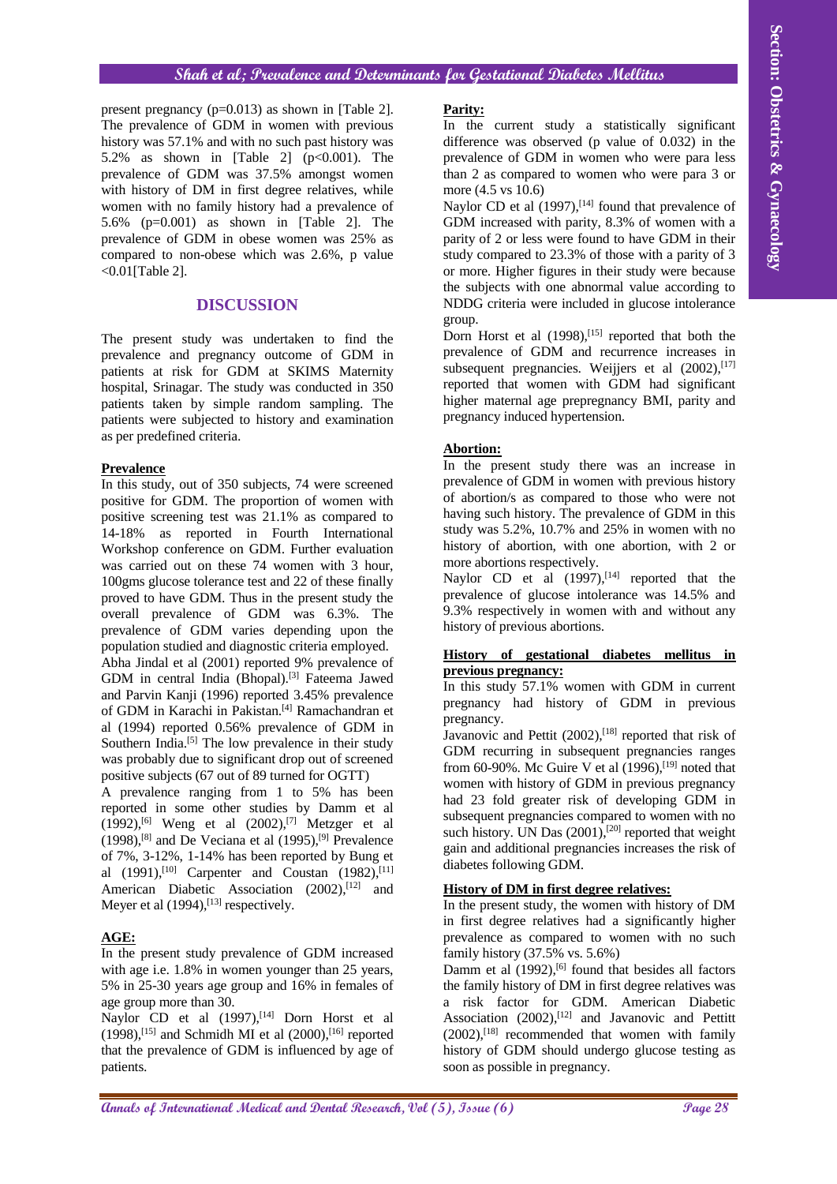present pregnancy (p=0.013) as shown in [Table 2]. The prevalence of GDM in women with previous history was 57.1% and with no such past history was 5.2% as shown in [Table 2] (p<0.001). The prevalence of GDM was 37.5% amongst women with history of DM in first degree relatives, while women with no family history had a prevalence of 5.6% (p=0.001) as shown in [Table 2]. The prevalence of GDM in obese women was 25% as compared to non-obese which was 2.6%, p value <0.01[Table 2].

## DISCUSSION

The present study was undertaken to find the prevalence and pregnancy outcome of GDM in patients at risk for GDM at SKIMS Maternity hospital, Srinagar. The study was conducted in 350 patients taken by simple random sampling. The patients were subjected to history and examination as per predefined criteria.

### Prevalence

In this study, out of 350 subjects, 74 were screened positive for GDM. The proportion of women with positive screening test was 21.1% as compared to 14-18% as reported in Fourth International Workshop conference on GDM. Further evaluation was carried out on these 74 women with 3 hour, 100gms glucose tolerance test and 22 of these finally proved to have GDM. Thus in the present study the overall prevalence of GDM was 6.3%. The prevalence of GDM varies depending upon the population studied and diagnostic criteria employed.

Abha Jindal et al (2001) reported 9% prevalence of GDM in central India (Bhopal).[3] Fateema Jawed and Parvin Kanji (1996) reported 3.45% prevalence of GDM in Karachi in Pakistan.[4] Ramachandran et al (1994) reported 0.56% prevalence of GDM in Southern India.[5] The low prevalence in their study was probably due to significant drop out of screened positive subjects (67 out of 89 turned for OGTT)

A prevalence ranging from 1 to 5% has been reported in some other studies by Damm et al (1992),[6] Weng et al (2002),[7] Metzger et al (1998),[8] and De Veciana et al (1995),[9] Prevalence of 7%, 3-12%, 1-14% has been reported by Bung et al (1991),[10] Carpenter and Coustan (1982),[11] American Diabetic Association (2002),[12] and Meyer et al (1994),[13] respectively.

### AGE:

In the present study prevalence of GDM increased with age i.e. 1.8% in women younger than 25 years, 5% in 25-30 years age group and 16% in females of age group more than 30.

Naylor CD et al (1997),[14] Dorn Horst et al (1998),[15] and Schmidh MI et al (2000),[16] reported that the prevalence of GDM is influenced by age of patients.

### Parity:

In the current study a statistically significant difference was observed (p value of 0.032) in the prevalence of GDM in women who were para less than 2 as compared to women who were para 3 or more (4.5 vs 10.6)

Naylor CD et al (1997),[14] found that prevalence of GDM increased with parity, 8.3% of women with a parity of 2 or less were found to have GDM in their study compared to 23.3% of those with a parity of 3 or more. Higher figures in their study were because the subjects with one abnormal value according to NDDG criteria were included in glucose intolerance group.

Dorn Horst et al (1998),[15] reported that both the prevalence of GDM and recurrence increases in subsequent pregnancies. Weijjers et al (2002),[17] reported that women with GDM had significant higher maternal age prepregnancy BMI, parity and pregnancy induced hypertension.

### Abortion:

In the present study there was an increase in prevalence of GDM in women with previous history of abortion/s as compared to those who were not having such history. The prevalence of GDM in this study was 5.2%, 10.7% and 25% in women with no history of abortion, with one abortion, with 2 or more abortions respectively.

Naylor CD et al (1997),[14] reported that the prevalence of glucose intolerance was 14.5% and 9.3% respectively in women with and without any history of previous abortions.

### History of gestational diabetes mellitus in previous pregnancy:

In this study 57.1% women with GDM in current pregnancy had history of GDM in previous pregnancy.

Javanovic and Pettit (2002),[18] reported that risk of GDM recurring in subsequent pregnancies ranges from 60-90%. Mc Guire V et al (1996),[19] noted that women with history of GDM in previous pregnancy had 23 fold greater risk of developing GDM in subsequent pregnancies compared to women with no such history. UN Das (2001),[20] reported that weight gain and additional pregnancies increases the risk of diabetes following GDM.

### History of DM in first degree relatives:

In the present study, the women with history of DM in first degree relatives had a significantly higher prevalence as compared to women with no such family history (37.5% vs. 5.6%)

Damm et al (1992),[6] found that besides all factors the family history of DM in first degree relatives was a risk factor for GDM. American Diabetic Association (2002),[12] and Javanovic and Pettitt (2002),[18] recommended that women with family history of GDM should undergo glucose testing as soon as possible in pregnancy.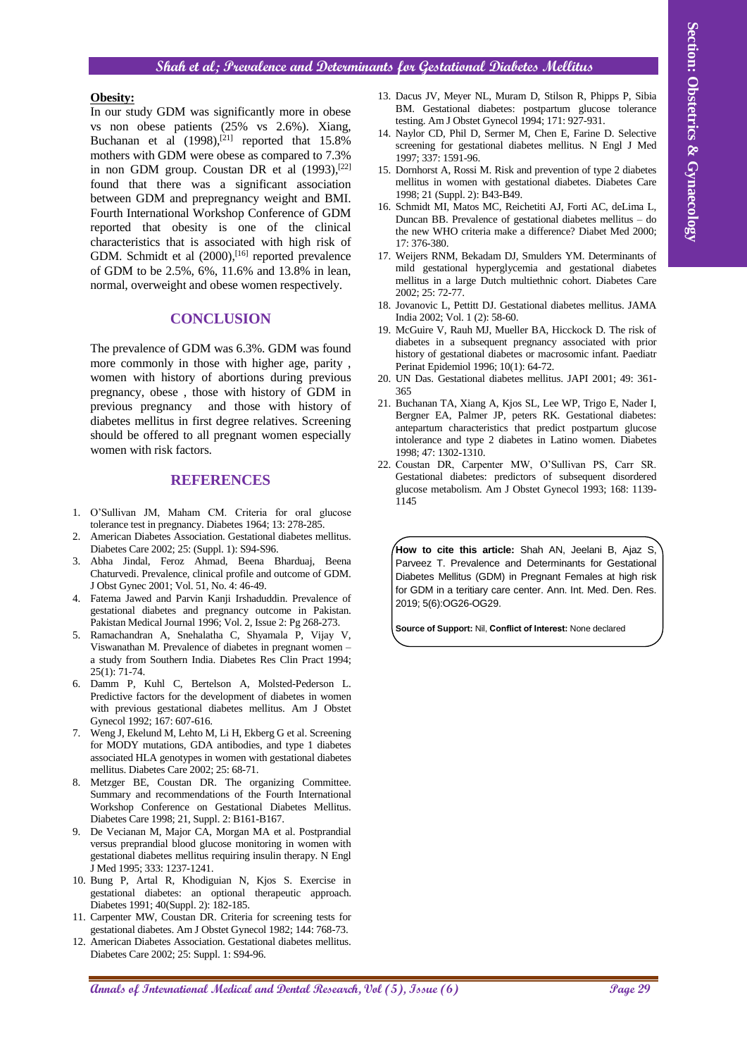**Obesity:**

In our study GDM was significantly more in obese vs non obese patients (25% vs 2.6%). Xiang, Buchanan et al (1998),[21] reported that 15.8% mothers with GDM were obese as compared to 7.3% in non GDM group. Coustan DR et al (1993),[22] found that there was a significant association between GDM and prepregnancy weight and BMI. Fourth International Workshop Conference of GDM reported that obesity is one of the clinical characteristics that is associated with high risk of GDM. Schmidt et al (2000),[16] reported prevalence of GDM to be 2.5%, 6%, 11.6% and 13.8% in lean, normal, overweight and obese women respectively.

## CONCLUSION

The prevalence of GDM was 6.3%. GDM was found more commonly in those with higher age, parity , women with history of abortions during previous pregnancy, obese , those with history of GDM in previous pregnancy and those with history of diabetes mellitus in first degree relatives. Screening should be offered to all pregnant women especially women with risk factors.

## REFERENCES

1. O'Sullivan JM, Maham CM. Criteria for oral glucose tolerance test in pregnancy. Diabetes 1964; 13: 278-285.
2. American Diabetes Association. Gestational diabetes mellitus. Diabetes Care 2002; 25: (Suppl. 1): S94-S96.
3. Abha Jindal, Feroz Ahmad, Beena Bharduaj, Beena Chaturvedi. Prevalence, clinical profile and outcome of GDM. J Obst Gynec 2001; Vol. 51, No. 4: 46-49.
4. Fatema Jawed and Parvin Kanji Irshaduddin. Prevalence of gestational diabetes and pregnancy outcome in Pakistan. Pakistan Medical Journal 1996; Vol. 2, Issue 2: Pg 268-273.
5. Ramachandran A, Snehalatha C, Shyamala P, Vijay V, Viswanathan M. Prevalence of diabetes in pregnant women – a study from Southern India. Diabetes Res Clin Pract 1994; 25(1): 71-74.
6. Damm P, Kuhl C, Bertelson A, Molsted-Pederson L. Predictive factors for the development of diabetes in women with previous gestational diabetes mellitus. Am J Obstet Gynecol 1992; 167: 607-616.
7. Weng J, Ekelund M, Lehto M, Li H, Ekberg G et al. Screening for MODY mutations, GDA antibodies, and type 1 diabetes associated HLA genotypes in women with gestational diabetes mellitus. Diabetes Care 2002; 25: 68-71.
8. Metzger BE, Coustan DR. The organizing Committee. Summary and recommendations of the Fourth International Workshop Conference on Gestational Diabetes Mellitus. Diabetes Care 1998; 21, Suppl. 2: B161-B167.
9. De Vecianan M, Major CA, Morgan MA et al. Postprandial versus preprandial blood glucose monitoring in women with gestational diabetes mellitus requiring insulin therapy. N Engl J Med 1995; 333: 1237-1241.
10. Bung P, Artal R, Khodiguian N, Kjos S. Exercise in gestational diabetes: an optional therapeutic approach. Diabetes 1991; 40(Suppl. 2): 182-185.
11. Carpenter MW, Coustan DR. Criteria for screening tests for gestational diabetes. Am J Obstet Gynecol 1982; 144: 768-73.
12. American Diabetes Association. Gestational diabetes mellitus. Diabetes Care 2002; 25: Suppl. 1: S94-96.
13. Dacus JV, Meyer NL, Muram D, Stilson R, Phipps P, Sibia BM. Gestational diabetes: postpartum glucose tolerance testing. Am J Obstet Gynecol 1994; 171: 927-931.
14. Naylor CD, Phil D, Sermer M, Chen E, Farine D. Selective screening for gestational diabetes mellitus. N Engl J Med 1997; 337: 1591-96.
15. Dornhorst A, Rossi M. Risk and prevention of type 2 diabetes mellitus in women with gestational diabetes. Diabetes Care 1998; 21 (Suppl. 2): B43-B49.
16. Schmidt MI, Matos MC, Reichetiti AJ, Forti AC, deLima L, Duncan BB. Prevalence of gestational diabetes mellitus – do the new WHO criteria make a difference? Diabet Med 2000; 17: 376-380.
17. Weijers RNM, Bekadam DJ, Smulders YM. Determinants of mild gestational hyperglycemia and gestational diabetes mellitus in a large Dutch multiethnic cohort. Diabetes Care 2002; 25: 72-77.
18. Jovanovic L, Pettitt DJ. Gestational diabetes mellitus. JAMA India 2002; Vol. 1 (2): 58-60.
19. McGuire V, Rauh MJ, Mueller BA, Hicckock D. The risk of diabetes in a subsequent pregnancy associated with prior history of gestational diabetes or macrosomic infant. Paediatr Perinat Epidemiol 1996; 10(1): 64-72.
20. UN Das. Gestational diabetes mellitus. JAPI 2001; 49: 361-365
21. Buchanan TA, Xiang A, Kjos SL, Lee WP, Trigo E, Nader I, Bergner EA, Palmer JP, peters RK. Gestational diabetes: antepartum characteristics that predict postpartum glucose intolerance and type 2 diabetes in Latino women. Diabetes 1998; 47: 1302-1310.
22. Coustan DR, Carpenter MW, O'Sullivan PS, Carr SR. Gestational diabetes: predictors of subsequent disordered glucose metabolism. Am J Obstet Gynecol 1993; 168: 1139-1145

**How to cite this article:** Shah AN, Jeelani B, Ajaz S, Parveez T. Prevalence and Determinants for Gestational Diabetes Mellitus (GDM) in Pregnant Females at high risk for GDM in a teritiary care center. Ann. Int. Med. Den. Res. 2019; 5(6):OG26-OG29.

**Source of Support:** Nil, **Conflict of Interest:** None declared